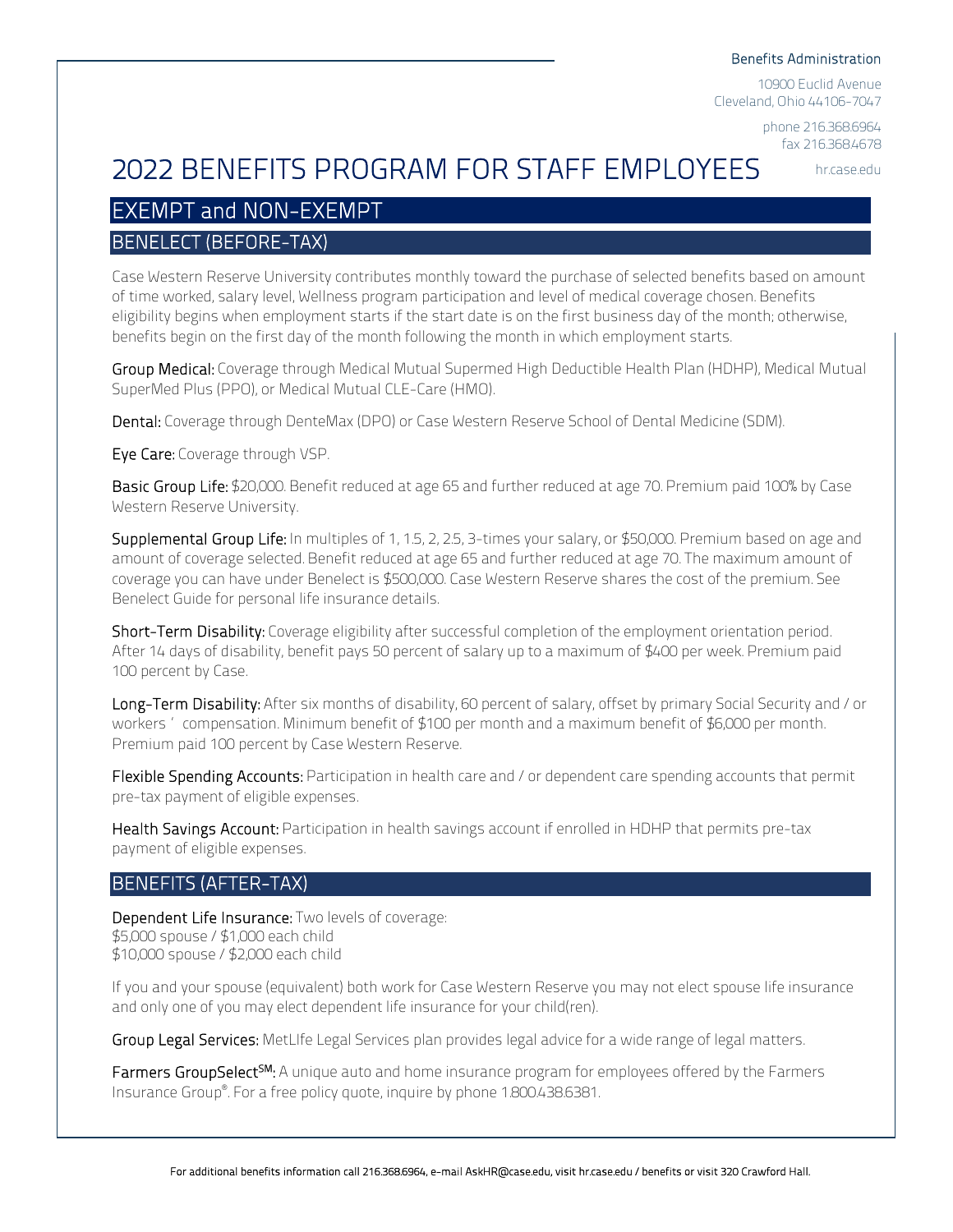Benefits Administration

10900 Euclid Avenue
Cleveland, Ohio 44106-7047

phone 216.368.6964
fax 216.368.4678

hr.case.edu

# 2022 BENEFITS PROGRAM FOR STAFF EMPLOYEES

## EXEMPT and NON-EXEMPT

### BENELECT (BEFORE-TAX)

Case Western Reserve University contributes monthly toward the purchase of selected benefits based on amount of time worked, salary level, Wellness program participation and level of medical coverage chosen. Benefits eligibility begins when employment starts if the start date is on the first business day of the month; otherwise, benefits begin on the first day of the month following the month in which employment starts.

**Group Medical:** Coverage through Medical Mutual Supermed High Deductible Health Plan (HDHP), Medical Mutual SuperMed Plus (PPO), or Medical Mutual CLE-Care (HMO).

**Dental:** Coverage through DenteMax (DPO) or Case Western Reserve School of Dental Medicine (SDM).

**Eye Care:** Coverage through VSP.

**Basic Group Life:** $20,000. Benefit reduced at age 65 and further reduced at age 70. Premium paid 100% by Case Western Reserve University.

**Supplemental Group Life:** In multiples of 1, 1.5, 2, 2.5, 3-times your salary, or $50,000. Premium based on age and amount of coverage selected. Benefit reduced at age 65 and further reduced at age 70. The maximum amount of coverage you can have under Benelect is $500,000. Case Western Reserve shares the cost of the premium. See Benelect Guide for personal life insurance details.

**Short-Term Disability:** Coverage eligibility after successful completion of the employment orientation period. After 14 days of disability, benefit pays 50 percent of salary up to a maximum of $400 per week. Premium paid 100 percent by Case.

**Long-Term Disability:** After six months of disability, 60 percent of salary, offset by primary Social Security and / or workers ' compensation. Minimum benefit of $100 per month and a maximum benefit of $6,000 per month. Premium paid 100 percent by Case Western Reserve.

**Flexible Spending Accounts:** Participation in health care and / or dependent care spending accounts that permit pre-tax payment of eligible expenses.

**Health Savings Account:** Participation in health savings account if enrolled in HDHP that permits pre-tax payment of eligible expenses.

### BENEFITS (AFTER-TAX)

**Dependent Life Insurance:** Two levels of coverage:
$5,000 spouse / $1,000 each child
$10,000 spouse / $2,000 each child

If you and your spouse (equivalent) both work for Case Western Reserve you may not elect spouse life insurance and only one of you may elect dependent life insurance for your child(ren).

**Group Legal Services:** MetLIfe Legal Services plan provides legal advice for a wide range of legal matters.

**Farmers GroupSelect℠:** A unique auto and home insurance program for employees offered by the Farmers Insurance Group®. For a free policy quote, inquire by phone 1.800.438.6381.

For additional benefits information call 216.368.6964, e-mail AskHR@case.edu, visit hr.case.edu / benefits or visit 320 Crawford Hall.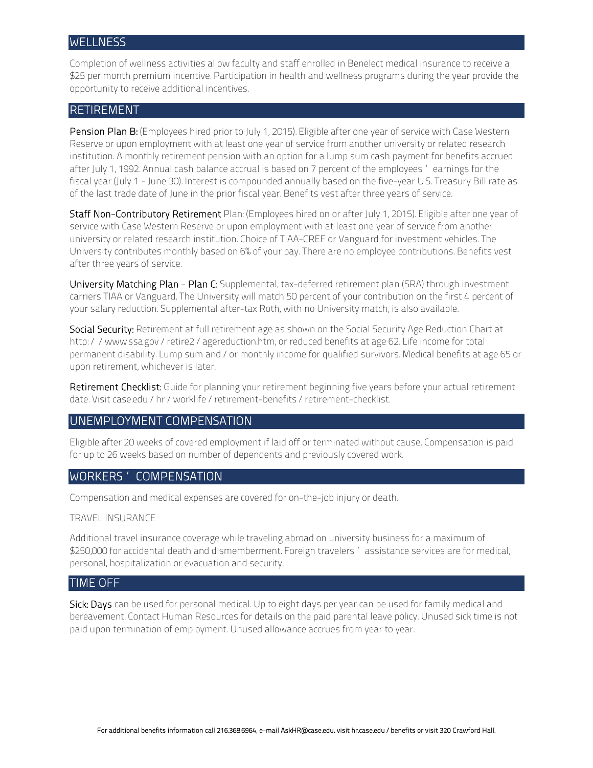## WELLNESS

Completion of wellness activities allow faculty and staff enrolled in Benelect medical insurance to receive a $25 per month premium incentive. Participation in health and wellness programs during the year provide the opportunity to receive additional incentives.

## RETIREMENT

**Pension Plan B:** (Employees hired prior to July 1, 2015). Eligible after one year of service with Case Western Reserve or upon employment with at least one year of service from another university or related research institution. A monthly retirement pension with an option for a lump sum cash payment for benefits accrued after July 1, 1992. Annual cash balance accrual is based on 7 percent of the employees' earnings for the fiscal year (July 1 - June 30). Interest is compounded annually based on the five-year U.S. Treasury Bill rate as of the last trade date of June in the prior fiscal year. Benefits vest after three years of service.

**Staff Non-Contributory Retirement** Plan: (Employees hired on or after July 1, 2015). Eligible after one year of service with Case Western Reserve or upon employment with at least one year of service from another university or related research institution. Choice of TIAA-CREF or Vanguard for investment vehicles. The University contributes monthly based on 6% of your pay. There are no employee contributions. Benefits vest after three years of service.

**University Matching Plan - Plan C:** Supplemental, tax-deferred retirement plan (SRA) through investment carriers TIAA or Vanguard. The University will match 50 percent of your contribution on the first 4 percent of your salary reduction. Supplemental after-tax Roth, with no University match, is also available.

**Social Security:** Retirement at full retirement age as shown on the Social Security Age Reduction Chart at http://www.ssa.gov/retire2/agereduction.htm, or reduced benefits at age 62. Life income for total permanent disability. Lump sum and/or monthly income for qualified survivors. Medical benefits at age 65 or upon retirement, whichever is later.

**Retirement Checklist:** Guide for planning your retirement beginning five years before your actual retirement date. Visit case.edu/hr/worklife/retirement-benefits/retirement-checklist.

## UNEMPLOYMENT COMPENSATION

Eligible after 20 weeks of covered employment if laid off or terminated without cause. Compensation is paid for up to 26 weeks based on number of dependents and previously covered work.

## WORKERS' COMPENSATION

Compensation and medical expenses are covered for on-the-job injury or death.

TRAVEL INSURANCE

Additional travel insurance coverage while traveling abroad on university business for a maximum of $250,000 for accidental death and dismemberment. Foreign travelers' assistance services are for medical, personal, hospitalization or evacuation and security.

## TIME OFF

**Sick: Days** can be used for personal medical. Up to eight days per year can be used for family medical and bereavement. Contact Human Resources for details on the paid parental leave policy. Unused sick time is not paid upon termination of employment. Unused allowance accrues from year to year.

For additional benefits information call 216.368.6964, e-mail AskHR@case.edu, visit hr.case.edu/benefits or visit 320 Crawford Hall.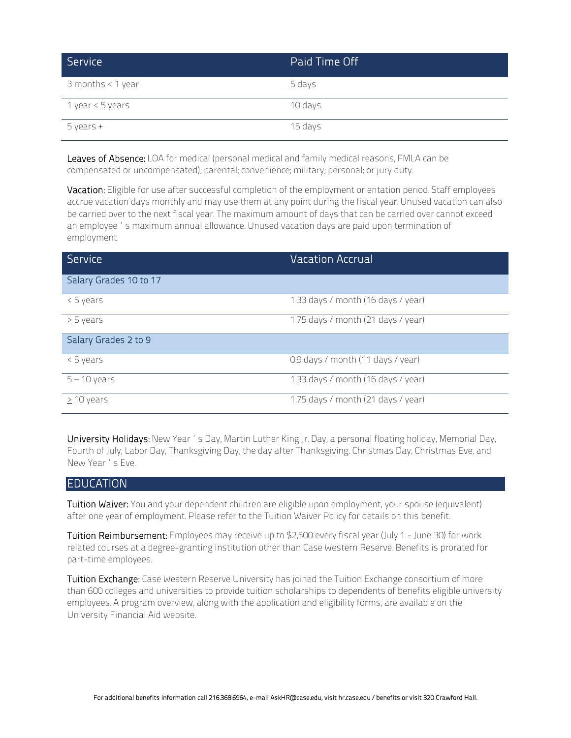| Service | Paid Time Off |
|---|---|
| 3 months < 1 year | 5 days |
| 1 year < 5 years | 10 days |
| 5 years + | 15 days |

**Leaves of Absence:** LOA for medical (personal medical and family medical reasons, FMLA can be compensated or uncompensated); parental; convenience; military; personal; or jury duty.

**Vacation:** Eligible for use after successful completion of the employment orientation period. Staff employees accrue vacation days monthly and may use them at any point during the fiscal year. Unused vacation can also be carried over to the next fiscal year. The maximum amount of days that can be carried over cannot exceed an employee ' s maximum annual allowance. Unused vacation days are paid upon termination of employment.

| Service | Vacation Accrual |
|---|---|
| Salary Grades 10 to 17 | |
| < 5 years | 1.33 days / month (16 days / year) |
| ≥ 5 years | 1.75 days / month (21 days / year) |
| Salary Grades 2 to 9 | |
| < 5 years | 0.9 days / month (11 days / year) |
| 5 – 10 years | 1.33 days / month (16 days / year) |
| ≥ 10 years | 1.75 days / month (21 days / year) |

**University Holidays:** New Year ' s Day, Martin Luther King Jr. Day, a personal floating holiday, Memorial Day, Fourth of July, Labor Day, Thanksgiving Day, the day after Thanksgiving, Christmas Day, Christmas Eve, and New Year ' s Eve.

## EDUCATION

**Tuition Waiver:** You and your dependent children are eligible upon employment, your spouse (equivalent) after one year of employment. Please refer to the Tuition Waiver Policy for details on this benefit.

**Tuition Reimbursement:** Employees may receive up to $2,500 every fiscal year (July 1 - June 30) for work related courses at a degree-granting institution other than Case Western Reserve. Benefits is prorated for part-time employees.

**Tuition Exchange:** Case Western Reserve University has joined the Tuition Exchange consortium of more than 600 colleges and universities to provide tuition scholarships to dependents of benefits eligible university employees. A program overview, along with the application and eligibility forms, are available on the University Financial Aid website.

For additional benefits information call 216.368.6964, e-mail AskHR@case.edu, visit hr.case.edu / benefits or visit 320 Crawford Hall.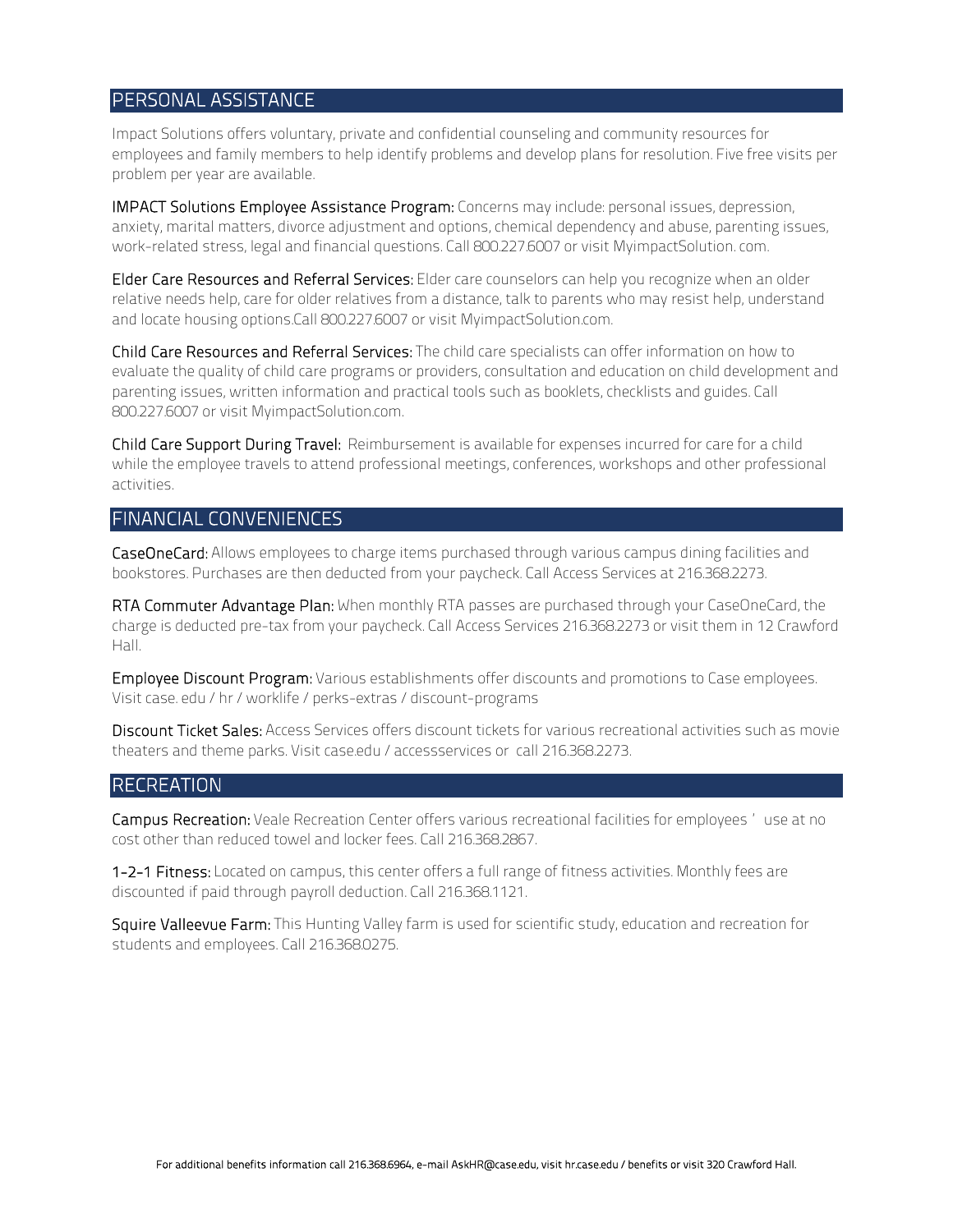## PERSONAL ASSISTANCE

Impact Solutions offers voluntary, private and confidential counseling and community resources for employees and family members to help identify problems and develop plans for resolution. Five free visits per problem per year are available.

**IMPACT Solutions Employee Assistance Program:** Concerns may include: personal issues, depression, anxiety, marital matters, divorce adjustment and options, chemical dependency and abuse, parenting issues, work-related stress, legal and financial questions. Call 800.227.6007 or visit MyimpactSolution. com.

**Elder Care Resources and Referral Services:** Elder care counselors can help you recognize when an older relative needs help, care for older relatives from a distance, talk to parents who may resist help, understand and locate housing options.Call 800.227.6007 or visit MyimpactSolution.com.

**Child Care Resources and Referral Services:** The child care specialists can offer information on how to evaluate the quality of child care programs or providers, consultation and education on child development and parenting issues, written information and practical tools such as booklets, checklists and guides. Call 800.227.6007 or visit MyimpactSolution.com.

**Child Care Support During Travel:** Reimbursement is available for expenses incurred for care for a child while the employee travels to attend professional meetings, conferences, workshops and other professional activities.

## FINANCIAL CONVENIENCES

**CaseOneCard:** Allows employees to charge items purchased through various campus dining facilities and bookstores. Purchases are then deducted from your paycheck. Call Access Services at 216.368.2273.

**RTA Commuter Advantage Plan:** When monthly RTA passes are purchased through your CaseOneCard, the charge is deducted pre-tax from your paycheck. Call Access Services 216.368.2273 or visit them in 12 Crawford Hall.

**Employee Discount Program:** Various establishments offer discounts and promotions to Case employees. Visit case. edu / hr / worklife / perks-extras / discount-programs

**Discount Ticket Sales:** Access Services offers discount tickets for various recreational activities such as movie theaters and theme parks. Visit case.edu / accessservices or call 216.368.2273.

## RECREATION

**Campus Recreation:** Veale Recreation Center offers various recreational facilities for employees' use at no cost other than reduced towel and locker fees. Call 216.368.2867.

**1-2-1 Fitness:** Located on campus, this center offers a full range of fitness activities. Monthly fees are discounted if paid through payroll deduction. Call 216.368.1121.

**Squire Valleevue Farm:** This Hunting Valley farm is used for scientific study, education and recreation for students and employees. Call 216.368.0275.

For additional benefits information call 216.368.6964, e-mail AskHR@case.edu, visit hr.case.edu / benefits or visit 320 Crawford Hall.